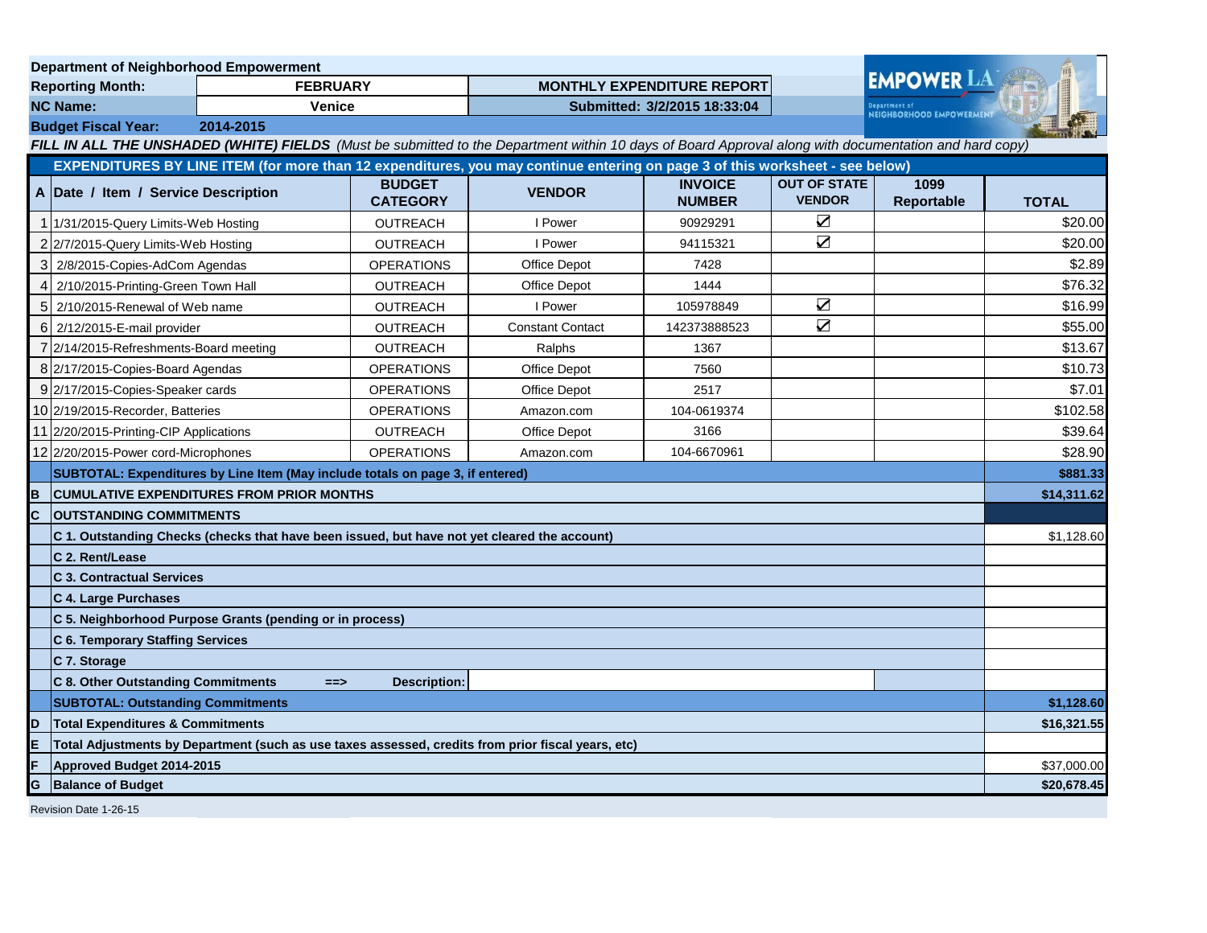**Department of Neighborhood Empowerment**

| | | | |
|---|---|---|---|
| **Reporting Month:** | **FEBRUARY** | **MONTHLY EXPENDITURE REPORT** | |
| **NC Name:** | **Venice** | **Submitted: 3/2/2015 18:33:04** | |
| **Budget Fiscal Year:** | **2014-2015** | | |

EMPOWER LA — Department of NEIGHBORHOOD EMPOWERMENT

***FILL IN ALL THE UNSHADED (WHITE) FIELDS*** *(Must be submitted to the Department within 10 days of Board Approval along with documentation and hard copy)*

**EXPENDITURES BY LINE ITEM (for more than 12 expenditures, you may continue entering on page 3 of this worksheet - see below)**

| A | Date / Item / Service Description | BUDGET CATEGORY | VENDOR | INVOICE NUMBER | OUT OF STATE VENDOR | 1099 Reportable | TOTAL |
|---|---|---|---|---|---|---|---|
| 1 | 1/31/2015-Query Limits-Web Hosting | OUTREACH | I Power | 90929291 | ☑ | | $20.00 |
| 2 | 2/7/2015-Query Limits-Web Hosting | OUTREACH | I Power | 94115321 | ☑ | | $20.00 |
| 3 | 2/8/2015-Copies-AdCom Agendas | OPERATIONS | Office Depot | 7428 | | | $2.89 |
| 4 | 2/10/2015-Printing-Green Town Hall | OUTREACH | Office Depot | 1444 | | | $76.32 |
| 5 | 2/10/2015-Renewal of Web name | OUTREACH | I Power | 105978849 | ☑ | | $16.99 |
| 6 | 2/12/2015-E-mail provider | OUTREACH | Constant Contact | 142373888523 | ☑ | | $55.00 |
| 7 | 2/14/2015-Refreshments-Board meeting | OUTREACH | Ralphs | 1367 | | | $13.67 |
| 8 | 2/17/2015-Copies-Board Agendas | OPERATIONS | Office Depot | 7560 | | | $10.73 |
| 9 | 2/17/2015-Copies-Speaker cards | OPERATIONS | Office Depot | 2517 | | | $7.01 |
| 10 | 2/19/2015-Recorder, Batteries | OPERATIONS | Amazon.com | 104-0619374 | | | $102.58 |
| 11 | 2/20/2015-Printing-CIP Applications | OUTREACH | Office Depot | 3166 | | | $39.64 |
| 12 | 2/20/2015-Power cord-Microphones | OPERATIONS | Amazon.com | 104-6670961 | | | $28.90 |
| | **SUBTOTAL: Expenditures by Line Item (May include totals on page 3, if entered)** | | | | | | **$881.33** |
| **B** | **CUMULATIVE EXPENDITURES FROM PRIOR MONTHS** | | | | | | **$14,311.62** |
| **C** | **OUTSTANDING COMMITMENTS** | | | | | | |
| | **C 1. Outstanding Checks (checks that have been issued, but have not yet cleared the account)** | | | | | | $1,128.60 |
| | **C 2. Rent/Lease** | | | | | | |
| | **C 3. Contractual Services** | | | | | | |
| | **C 4. Large Purchases** | | | | | | |
| | **C 5. Neighborhood Purpose Grants (pending or in process)** | | | | | | |
| | **C 6. Temporary Staffing Services** | | | | | | |
| | **C 7. Storage** | | | | | | |
| | **C 8. Other Outstanding Commitments ==>** | **Description:** | | | | | |
| | **SUBTOTAL: Outstanding Commitments** | | | | | | **$1,128.60** |
| **D** | **Total Expenditures & Commitments** | | | | | | **$16,321.55** |
| **E** | **Total Adjustments by Department (such as use taxes assessed, credits from prior fiscal years, etc)** | | | | | | |
| **F** | **Approved Budget 2014-2015** | | | | | | $37,000.00 |
| **G** | **Balance of Budget** | | | | | | **$20,678.45** |

Revision Date 1-26-15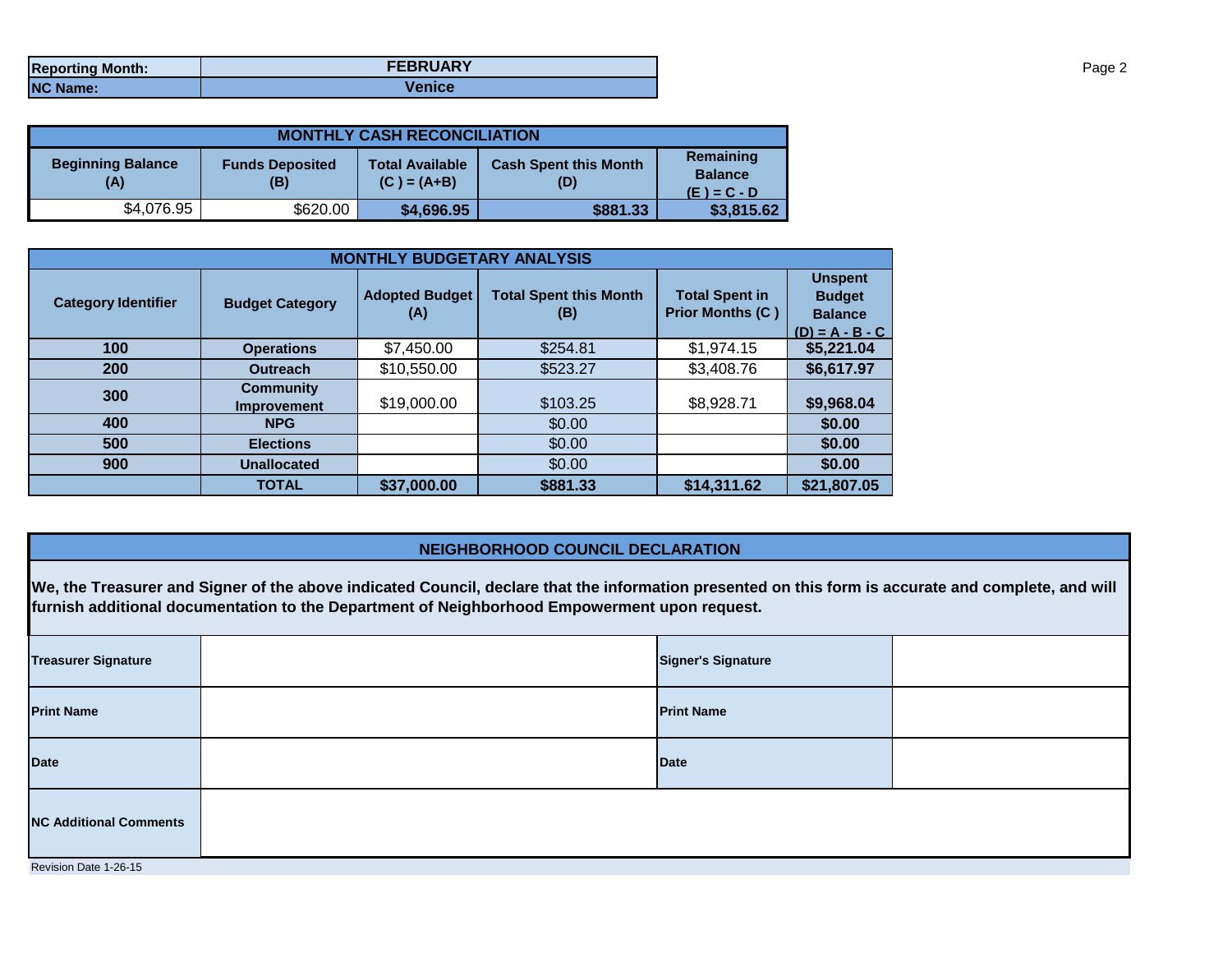| Reporting Month: | FEBRUARY |
| --- | --- |
| NC Name: | Venice |

| MONTHLY CASH RECONCILIATION | | | | |
| --- | --- | --- | --- | --- |
| Beginning Balance (A) | Funds Deposited (B) | Total Available (C ) = (A+B) | Cash Spent this Month (D) | Remaining Balance (E ) = C - D |
| $4,076.95 | $620.00 | **$4,696.95** | **$881.33** | **$3,815.62** |

| MONTHLY BUDGETARY ANALYSIS | | | | | |
| --- | --- | --- | --- | --- | --- |
| Category Identifier | Budget Category | Adopted Budget (A) | Total Spent this Month (B) | Total Spent in Prior Months (C ) | Unspent Budget Balance (D) = A - B - C |
| 100 | Operations | $7,450.00 | $254.81 | $1,974.15 | **$5,221.04** |
| 200 | Outreach | $10,550.00 | $523.27 | $3,408.76 | **$6,617.97** |
| 300 | Community Improvement | $19,000.00 | $103.25 | $8,928.71 | **$9,968.04** |
| 400 | NPG | | $0.00 | | **$0.00** |
| 500 | Elections | | $0.00 | | **$0.00** |
| 900 | Unallocated | | $0.00 | | **$0.00** |
| | TOTAL | **$37,000.00** | **$881.33** | **$14,311.62** | **$21,807.05** |

## NEIGHBORHOOD COUNCIL DECLARATION

**We, the Treasurer and Signer of the above indicated Council, declare that the information presented on this form is accurate and complete, and will furnish additional documentation to the Department of Neighborhood Empowerment upon request.**

| | | | |
| --- | --- | --- | --- |
| **Treasurer Signature** | | **Signer's Signature** | |
| **Print Name** | | **Print Name** | |
| **Date** | | **Date** | |
| **NC Additional Comments** | | | |

Revision Date 1-26-15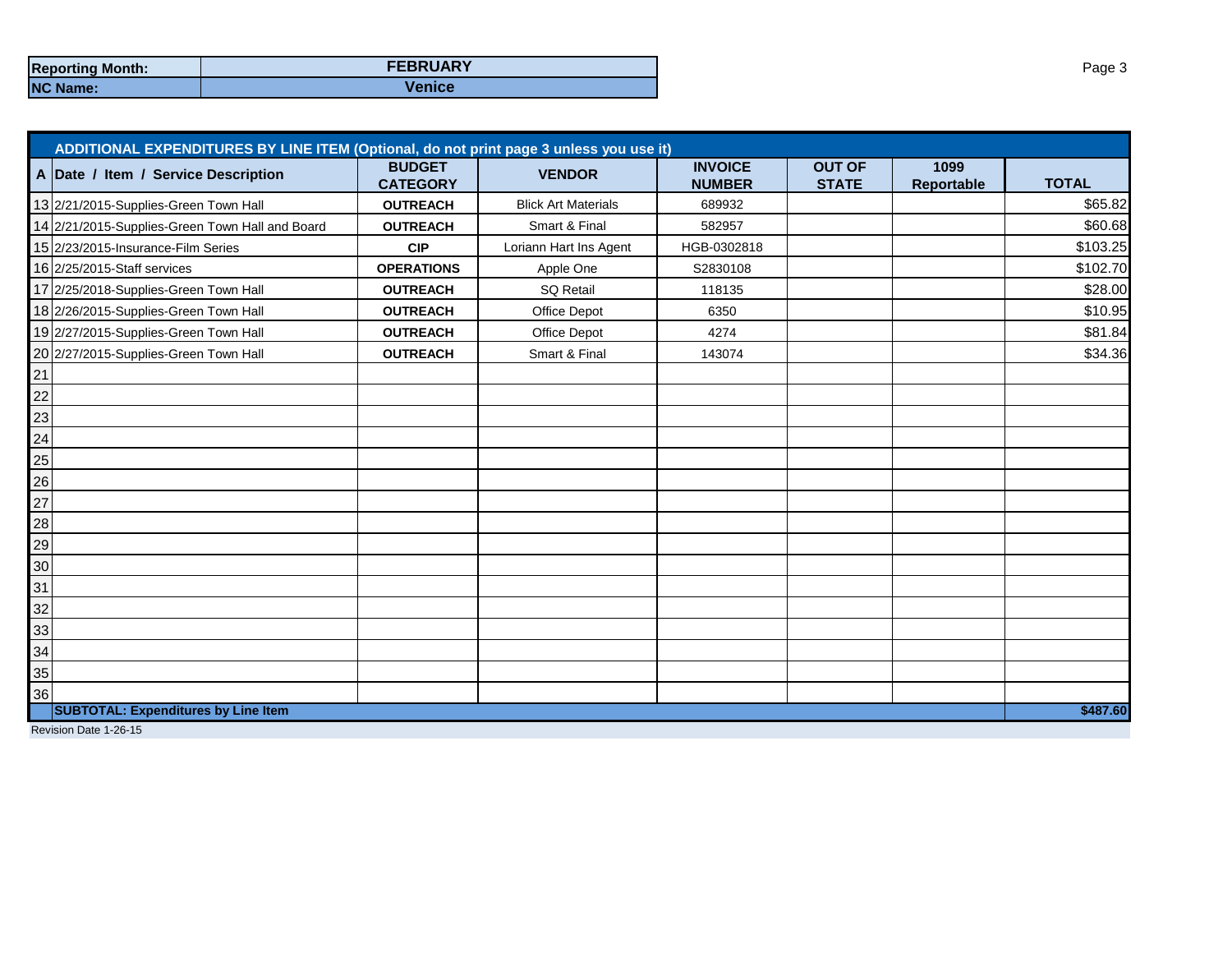| | |
|---|---|
| **Reporting Month:** | **FEBRUARY** |
| **NC Name:** | **Venice** |

**ADDITIONAL EXPENDITURES BY LINE ITEM (Optional, do not print page 3 unless you use it)**

| A | Date / Item / Service Description | BUDGET CATEGORY | VENDOR | INVOICE NUMBER | OUT OF STATE | 1099 Reportable | TOTAL |
|---|---|---|---|---|---|---|---|
| 13 | 2/21/2015-Supplies-Green Town Hall | **OUTREACH** | Blick Art Materials | 689932 | | | $65.82 |
| 14 | 2/21/2015-Supplies-Green Town Hall and Board | **OUTREACH** | Smart & Final | 582957 | | | $60.68 |
| 15 | 2/23/2015-Insurance-Film Series | **CIP** | Loriann Hart Ins Agent | HGB-0302818 | | | $103.25 |
| 16 | 2/25/2015-Staff services | **OPERATIONS** | Apple One | S2830108 | | | $102.70 |
| 17 | 2/25/2018-Supplies-Green Town Hall | **OUTREACH** | SQ Retail | 118135 | | | $28.00 |
| 18 | 2/26/2015-Supplies-Green Town Hall | **OUTREACH** | Office Depot | 6350 | | | $10.95 |
| 19 | 2/27/2015-Supplies-Green Town Hall | **OUTREACH** | Office Depot | 4274 | | | $81.84 |
| 20 | 2/27/2015-Supplies-Green Town Hall | **OUTREACH** | Smart & Final | 143074 | | | $34.36 |
| 21 | | | | | | | |
| 22 | | | | | | | |
| 23 | | | | | | | |
| 24 | | | | | | | |
| 25 | | | | | | | |
| 26 | | | | | | | |
| 27 | | | | | | | |
| 28 | | | | | | | |
| 29 | | | | | | | |
| 30 | | | | | | | |
| 31 | | | | | | | |
| 32 | | | | | | | |
| 33 | | | | | | | |
| 34 | | | | | | | |
| 35 | | | | | | | |
| 36 | | | | | | | |
| | **SUBTOTAL: Expenditures by Line Item** | | | | | | **$487.60** |

Revision Date 1-26-15